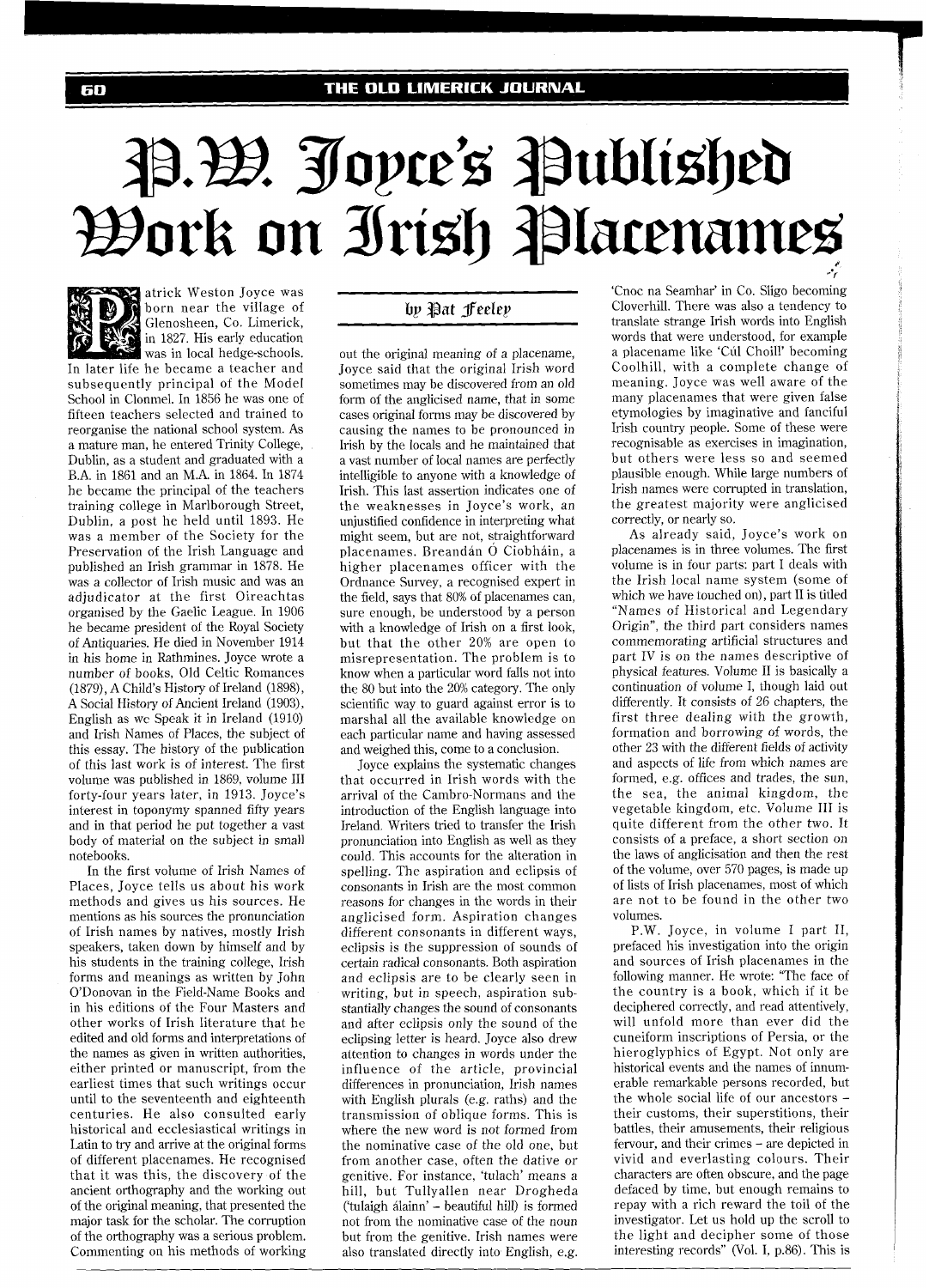# P.W. Joyce's Published Work on Irish Placenames

by Pat Feeley

Patrick Weston Joyce was born near the village of Glenosheen, Co. Limerick, in 1827. His early education was in local hedge-schools. In later life he became a teacher and subsequently principal of the Model School in Clonmel. In 1856 he was one of fifteen teachers selected and trained to reorganise the national school system. As a mature man, he entered Trinity College, Dublin, as a student and graduated with a B.A. in 1861 and an M.A. in 1864. In 1874 he became the principal of the teachers training college in Marlborough Street, Dublin, a post he held until 1893. He was a member of the Society for the Preservation of the Irish Language and published an Irish grammar in 1878. He was a collector of Irish music and was an adjudicator at the first Oireachtas organised by the Gaelic League. In 1906 he became president of the Royal Society of Antiquaries. He died in November 1914 in his home in Rathmines. Joyce wrote a number of books, Old Celtic Romances (1879), A Child's History of Ireland (1898), A Social History of Ancient Ireland (1903), English as we Speak it in Ireland (1910) and Irish Names of Places, the subject of this essay. The history of the publication of this last work is of interest. The first volume was published in 1869, volume III forty-four years later, in 1913. Joyce's interest in toponymy spanned fifty years and in that period he put together a vast body of material on the subject in small notebooks.

In the first volume of Irish Names of Places, Joyce tells us about his work methods and gives us his sources. He mentions as his sources the pronunciation of Irish names by natives, mostly Irish speakers, taken down by himself and by his students in the training college, Irish forms and meanings as written by John O'Donovan in the Field-Name Books and in his editions of the Four Masters and other works of Irish literature that he edited and old forms and interpretations of the names as given in written authorities, either printed or manuscript, from the earliest times that such writings occur until to the seventeenth and eighteenth centuries. He also consulted early historical and ecclesiastical writings in Latin to try and arrive at the original forms of different placenames. He recognised that it was this, the discovery of the ancient orthography and the working out of the original meaning, that presented the major task for the scholar. The corruption of the orthography was a serious problem. Commenting on his methods of working out the original meaning of a placename, Joyce said that the original Irish word sometimes may be discovered from an old form of the anglicised name, that in some cases original forms may be discovered by causing the names to be pronounced in Irish by the locals and he maintained that a vast number of local names are perfectly intelligible to anyone with a knowledge of Irish. This last assertion indicates one of the weaknesses in Joyce's work, an unjustified confidence in interpreting what might seem, but are not, straightforward placenames. Breandán Ó Ciobháin, a higher placenames officer with the Ordnance Survey, a recognised expert in the field, says that 80% of placenames can, sure enough, be understood by a person with a knowledge of Irish on a first look, but that the other 20% are open to misrepresentation. The problem is to know when a particular word falls not into the 80 but into the 20% category. The only scientific way to guard against error is to marshal all the available knowledge on each particular name and having assessed and weighed this, come to a conclusion.

Joyce explains the systematic changes that occurred in Irish words with the arrival of the Cambro-Normans and the introduction of the English language into Ireland. Writers tried to transfer the Irish pronunciation into English as well as they could. This accounts for the alteration in spelling. The aspiration and eclipsis of consonants in Irish are the most common reasons for changes in the words in their anglicised form. Aspiration changes different consonants in different ways, eclipsis is the suppression of sounds of certain radical consonants. Both aspiration and eclipsis are to be clearly seen in writing, but in speech, aspiration substantially changes the sound of consonants and after eclipsis only the sound of the eclipsing letter is heard. Joyce also drew attention to changes in words under the influence of the article, provincial differences in pronunciation, Irish names with English plurals (e.g. raths) and the transmission of oblique forms. This is where the new word is not formed from the nominative case of the old one, but from another case, often the dative or genitive. For instance, 'tulach' means a hill, but Tullyallen near Drogheda ('tulaigh álainn' – beautiful hill) is formed not from the nominative case of the noun but from the genitive. Irish names were also translated directly into English, e.g. 'Cnoc na Seamhar' in Co. Sligo becoming Cloverhill. There was also a tendency to translate strange Irish words into English words that were understood, for example a placename like 'Cúl Choill' becoming Coolhill, with a complete change of meaning. Joyce was well aware of the many placenames that were given false etymologies by imaginative and fanciful Irish country people. Some of these were recognisable as exercises in imagination, but others were less so and seemed plausible enough. While large numbers of Irish names were corrupted in translation, the greatest majority were anglicised correctly, or nearly so.

As already said, Joyce's work on placenames is in three volumes. The first volume is in four parts: part I deals with the Irish local name system (some of which we have touched on), part II is titled "Names of Historical and Legendary Origin", the third part considers names commemorating artificial structures and part IV is on the names descriptive of physical features. Volume II is basically a continuation of volume I, though laid out differently. It consists of 26 chapters, the first three dealing with the growth, formation and borrowing of words, the other 23 with the different fields of activity and aspects of life from which names are formed, e.g. offices and trades, the sun, the sea, the animal kingdom, the vegetable kingdom, etc. Volume III is quite different from the other two. It consists of a preface, a short section on the laws of anglicisation and then the rest of the volume, over 570 pages, is made up of lists of Irish placenames, most of which are not to be found in the other two volumes.

P.W. Joyce, in volume I part II, prefaced his investigation into the origin and sources of Irish placenames in the following manner. He wrote: "The face of the country is a book, which if it be deciphered correctly, and read attentively, will unfold more than ever did the cuneiform inscriptions of Persia, or the hieroglyphics of Egypt. Not only are historical events and the names of innumerable remarkable persons recorded, but the whole social life of our ancestors – their customs, their superstitions, their battles, their amusements, their religious fervour, and their crimes – are depicted in vivid and everlasting colours. Their characters are often obscure, and the page defaced by time, but enough remains to repay with a rich reward the toil of the investigator. Let us hold up the scroll to the light and decipher some of those interesting records" (Vol. I, p.86). This is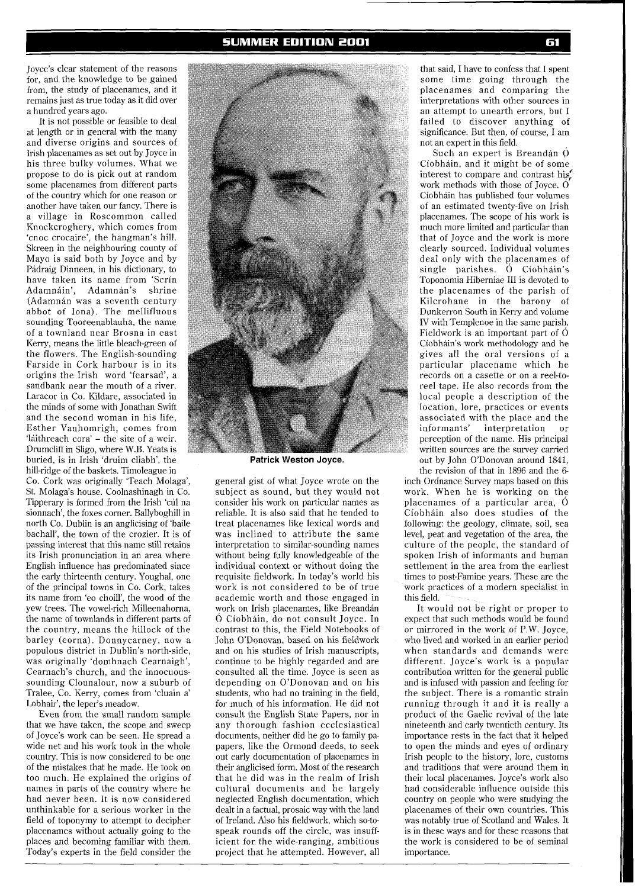Joyce's clear statement of the reasons for, and the knowledge to be gained from, the study of placenames, and it remains just as true today as it did over a hundred years ago.

It is not possible or feasible to deal at length or in general with the many and diverse origins and sources of Irish placenames as set out by Joyce in his three bulky volumes. What we propose to do is pick out at random some placenames from different parts of the country which for one reason or another have taken our fancy. There is a village in Roscommon called Knockcroghery, which comes from 'cnoc crocaire', the hangman's hill. Skreen in the neighbouring county of Mayo is said both by Joyce and by Pádraig Dinneen, in his dictionary, to have taken its name from 'Scrín Adamnáin', Adamnán's shrine (Adamnán was a seventh century abbot of Iona). The mellifluous sounding Tooreenablauha, the name of a townland near Brosna in east Kerry, means the little bleach-green of the flowers. The English-sounding Farside in Cork harbour is in its origins the Irish word 'fearsad', a sandbank near the mouth of a river. Laracor in Co. Kildare, associated in the minds of some with Jonathan Swift and the second woman in his life, Esther Vanhomrigh, comes from 'láithreach cora' – the site of a weir. Drumcliff in Sligo, where W.B. Yeats is buried, is in Irish 'druim cliabh', the hill-ridge of the baskets. Timoleague in Co. Cork was originally 'Teach Molaga', St. Molaga's house. Coolnashinagh in Co. Tipperary is formed from the Irish 'cúl na sionnach', the foxes corner. Ballyboghill in north Co. Dublin is an anglicising of 'baile bachall', the town of the crozier. It is of passing interest that this name still retains its Irish pronunciation in an area where English influence has predominated since the early thirteenth century. Youghal, one of the principal towns in Co. Cork, takes its name from 'eo choill', the wood of the yew trees. The vowel-rich Milleenahorna, the name of townlands in different parts of the country, means the hillock of the barley (eorna). Donnycarney, now a populous district in Dublin's north-side, was originally 'domhnach Cearnaigh', Cearnach's church, and the innocuous-sounding Clounalour, now a suburb of Tralee, Co. Kerry, comes from 'cluain a' Lobhair', the leper's meadow.

Even from the small random sample that we have taken, the scope and sweep of Joyce's work can be seen. He spread a wide net and his work took in the whole country. This is now considered to be one of the mistakes that he made. He took on too much. He explained the origins of names in parts of the country where he had never been. It is now considered unthinkable for a serious worker in the field of toponymy to attempt to decipher placenames without actually going to the places and becoming familiar with them. Today's experts in the field consider the general gist of what Joyce wrote on the subject as sound, but they would not consider his work on particular names as reliable. It is also said that he tended to treat placenames like lexical words and was inclined to attribute the same interpretation to similar-sounding names without being fully knowledgeable of the individual context or without doing the requisite fieldwork. In today's world his work is not considered to be of true academic worth and those engaged in work on Irish placenames, like Breandán Ó Cíobháin, do not consult Joyce. In contrast to this, the Field Notebooks of John O'Donovan, based on his fieldwork and on his studies of Irish manuscripts, continue to be highly regarded and are consulted all the time. Joyce is seen as depending on O'Donovan and on his students, who had no training in the field, for much of his information. He did not consult the English State Papers, nor in any thorough fashion ecclesiastical documents, neither did he go to family papers, like the Ormond deeds, to seek out early documentation of placenames in their anglicised form. Most of the research that he did was in the realm of Irish cultural documents and he largely neglected English documentation, which dealt in a factual, prosaic way with the land of Ireland. Also his fieldwork, which so-to-speak rounds off the circle, was insufficient for the wide-ranging, ambitious project that he attempted. However, all that said, I have to confess that I spent some time going through the placenames and comparing the interpretations with other sources in an attempt to unearth errors, but I failed to discover anything of significance. But then, of course, I am not an expert in this field.

Patrick Weston Joyce.

Such an expert is Breandán Ó Cíobháin, and it might be of some interest to compare and contrast his work methods with those of Joyce. Ó Cíobháin has published four volumes of an estimated twenty-five on Irish placenames. The scope of his work is much more limited and particular than that of Joyce and the work is more clearly sourced. Individual volumes deal only with the placenames of single parishes. Ó Cíobháin's Toponomia Hiberniae III is devoted to the placenames of the parish of Kilcrohane in the barony of Dunkerron South in Kerry and volume IV with Templenoe in the same parish. Fieldwork is an important part of Ó Cíobháin's work methodology and he gives all the oral versions of a particular placename which he records on a casette or on a reel-to-reel tape. He also records from the local people a description of the location, lore, practices or events associated with the place and the informants' interpretation or perception of the name. His principal written sources are the survey carried out by John O'Donovan around 1841, the revision of that in 1896 and the 6-inch Ordnance Survey maps based on this work. When he is working on the placenames of a particular area, Ó Cíobháin also does studies of the following: the geology, climate, soil, sea level, peat and vegetation of the area, the culture of the people, the standard of spoken Irish of informants and human settlement in the area from the earliest times to post-Famine years. These are the work practices of a modern specialist in this field.

It would not be right or proper to expect that such methods would be found or mirrored in the work of P.W. Joyce, who lived and worked in an earlier period when standards and demands were different. Joyce's work is a popular contribution written for the general public and is infused with passion and feeling for the subject. There is a romantic strain running through it and it is really a product of the Gaelic revival of the late nineteenth and early twentieth century. Its importance rests in the fact that it helped to open the minds and eyes of ordinary Irish people to the history, lore, customs and traditions that were around them in their local placenames. Joyce's work also had considerable influence outside this country on people who were studying the placenames of their own countries. This was notably true of Scotland and Wales. It is in these ways and for these reasons that the work is considered to be of seminal importance.